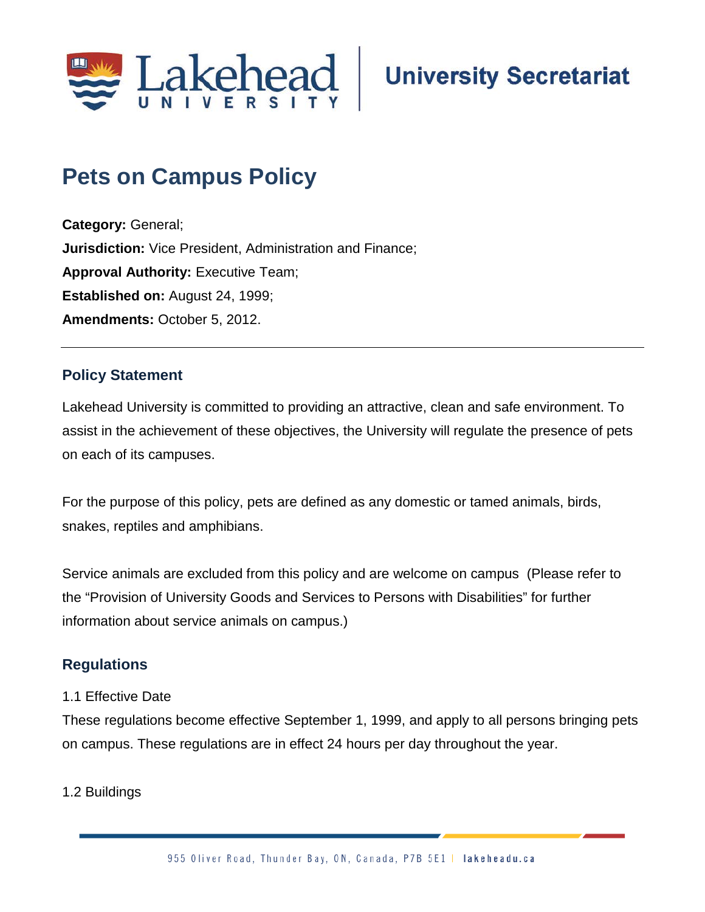# Pets on Campus Policy

**Category:** General;
**Jurisdiction:** Vice President, Administration and Finance;
**Approval Authority:** Executive Team;
**Established on:** August 24, 1999;
**Amendments:** October 5, 2012.

---

## Policy Statement

Lakehead University is committed to providing an attractive, clean and safe environment. To assist in the achievement of these objectives, the University will regulate the presence of pets on each of its campuses.

For the purpose of this policy, pets are defined as any domestic or tamed animals, birds, snakes, reptiles and amphibians.

Service animals are excluded from this policy and are welcome on campus (Please refer to the "Provision of University Goods and Services to Persons with Disabilities" for further information about service animals on campus.)

## Regulations

1.1 Effective Date
These regulations become effective September 1, 1999, and apply to all persons bringing pets on campus. These regulations are in effect 24 hours per day throughout the year.

1.2 Buildings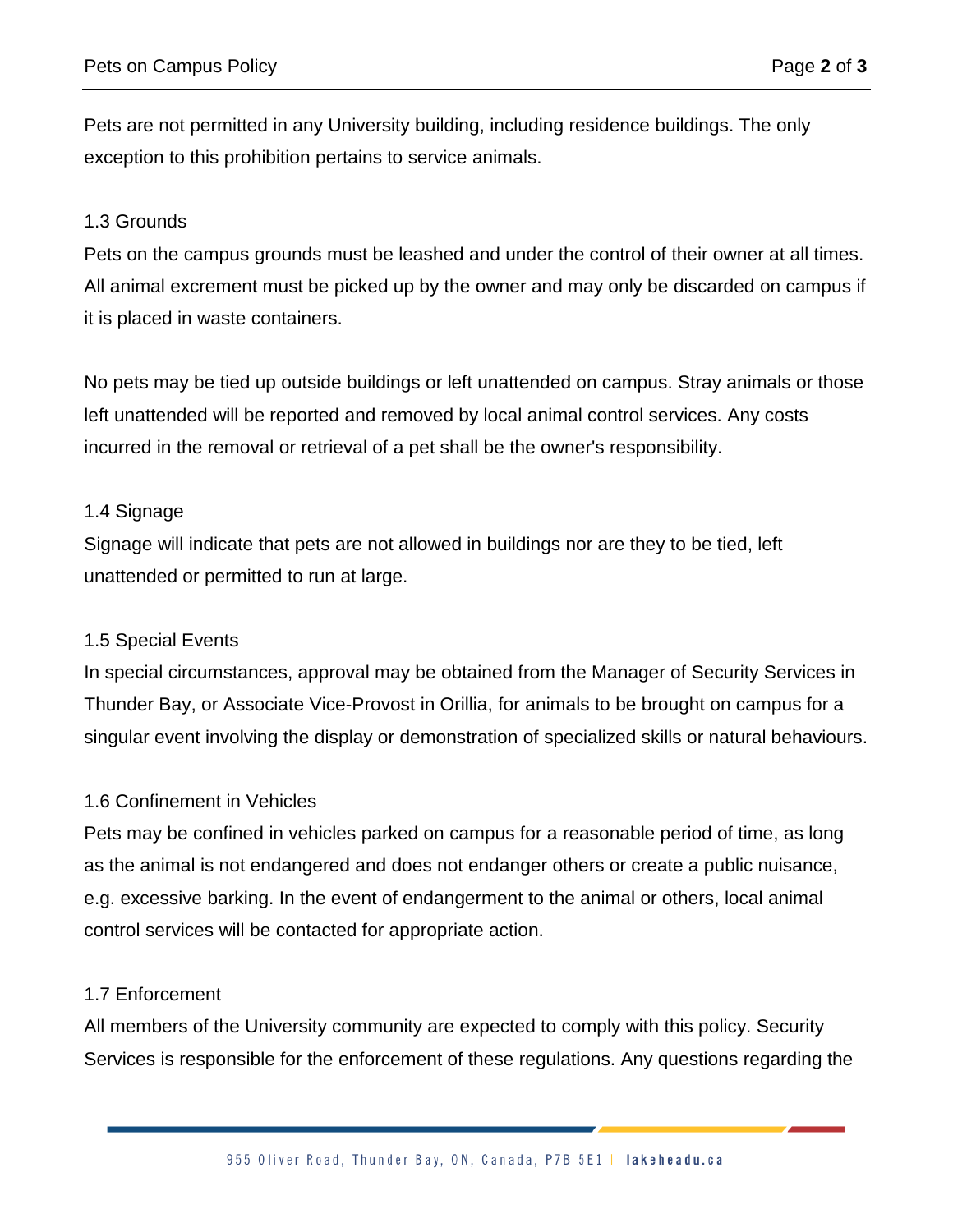Pets are not permitted in any University building, including residence buildings. The only exception to this prohibition pertains to service animals.

### 1.3 Grounds

Pets on the campus grounds must be leashed and under the control of their owner at all times. All animal excrement must be picked up by the owner and may only be discarded on campus if it is placed in waste containers.

No pets may be tied up outside buildings or left unattended on campus. Stray animals or those left unattended will be reported and removed by local animal control services. Any costs incurred in the removal or retrieval of a pet shall be the owner's responsibility.

### 1.4 Signage

Signage will indicate that pets are not allowed in buildings nor are they to be tied, left unattended or permitted to run at large.

### 1.5 Special Events

In special circumstances, approval may be obtained from the Manager of Security Services in Thunder Bay, or Associate Vice-Provost in Orillia, for animals to be brought on campus for a singular event involving the display or demonstration of specialized skills or natural behaviours.

### 1.6 Confinement in Vehicles

Pets may be confined in vehicles parked on campus for a reasonable period of time, as long as the animal is not endangered and does not endanger others or create a public nuisance, e.g. excessive barking. In the event of endangerment to the animal or others, local animal control services will be contacted for appropriate action.

### 1.7 Enforcement

All members of the University community are expected to comply with this policy. Security Services is responsible for the enforcement of these regulations. Any questions regarding the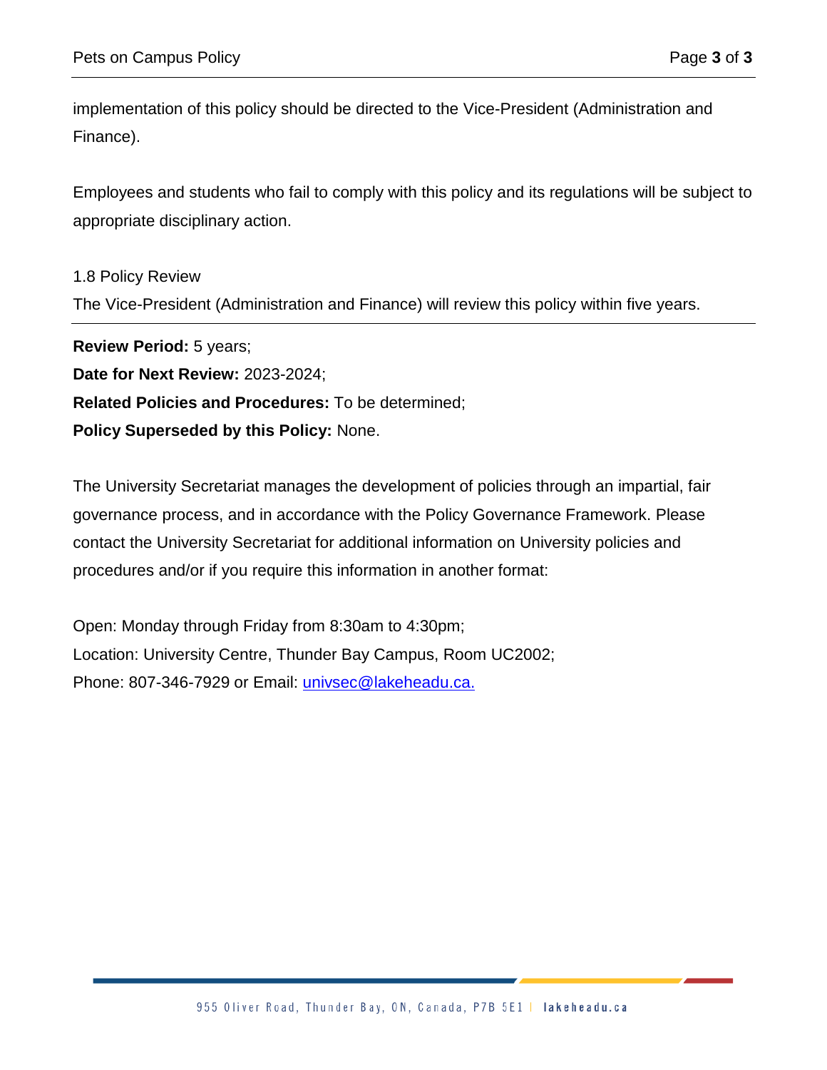implementation of this policy should be directed to the Vice-President (Administration and Finance).

Employees and students who fail to comply with this policy and its regulations will be subject to appropriate disciplinary action.

1.8 Policy Review

The Vice-President (Administration and Finance) will review this policy within five years.

---

**Review Period:** 5 years;
**Date for Next Review:** 2023-2024;
**Related Policies and Procedures:** To be determined;
**Policy Superseded by this Policy:** None.

The University Secretariat manages the development of policies through an impartial, fair governance process, and in accordance with the Policy Governance Framework. Please contact the University Secretariat for additional information on University policies and procedures and/or if you require this information in another format:

Open: Monday through Friday from 8:30am to 4:30pm;
Location: University Centre, Thunder Bay Campus, Room UC2002;
Phone: 807-346-7929 or Email: univsec@lakeheadu.ca.